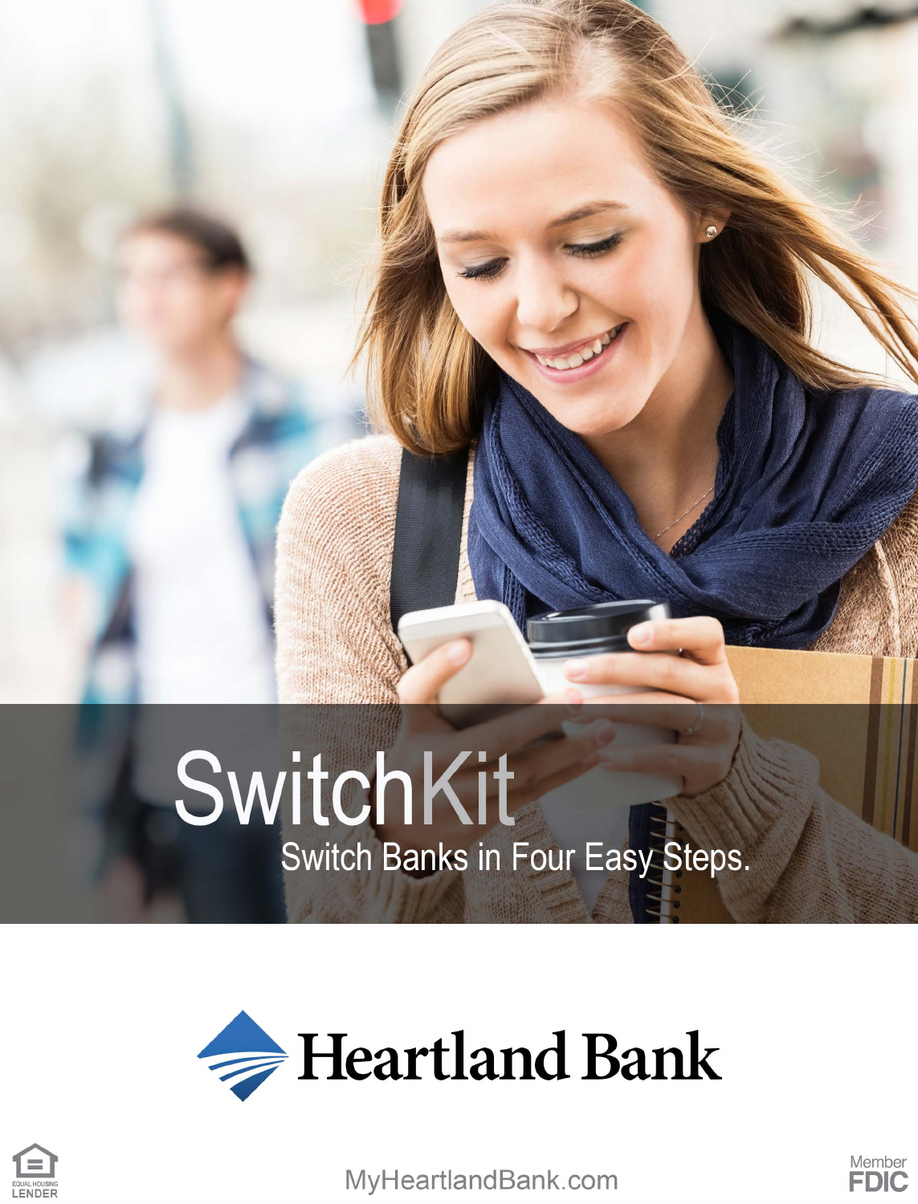# SwitchKit

Switch Banks in Four Easy Steps.

Heartland Bank

EQUAL HOUSING LENDER

MyHeartlandBank.com

Member FDIC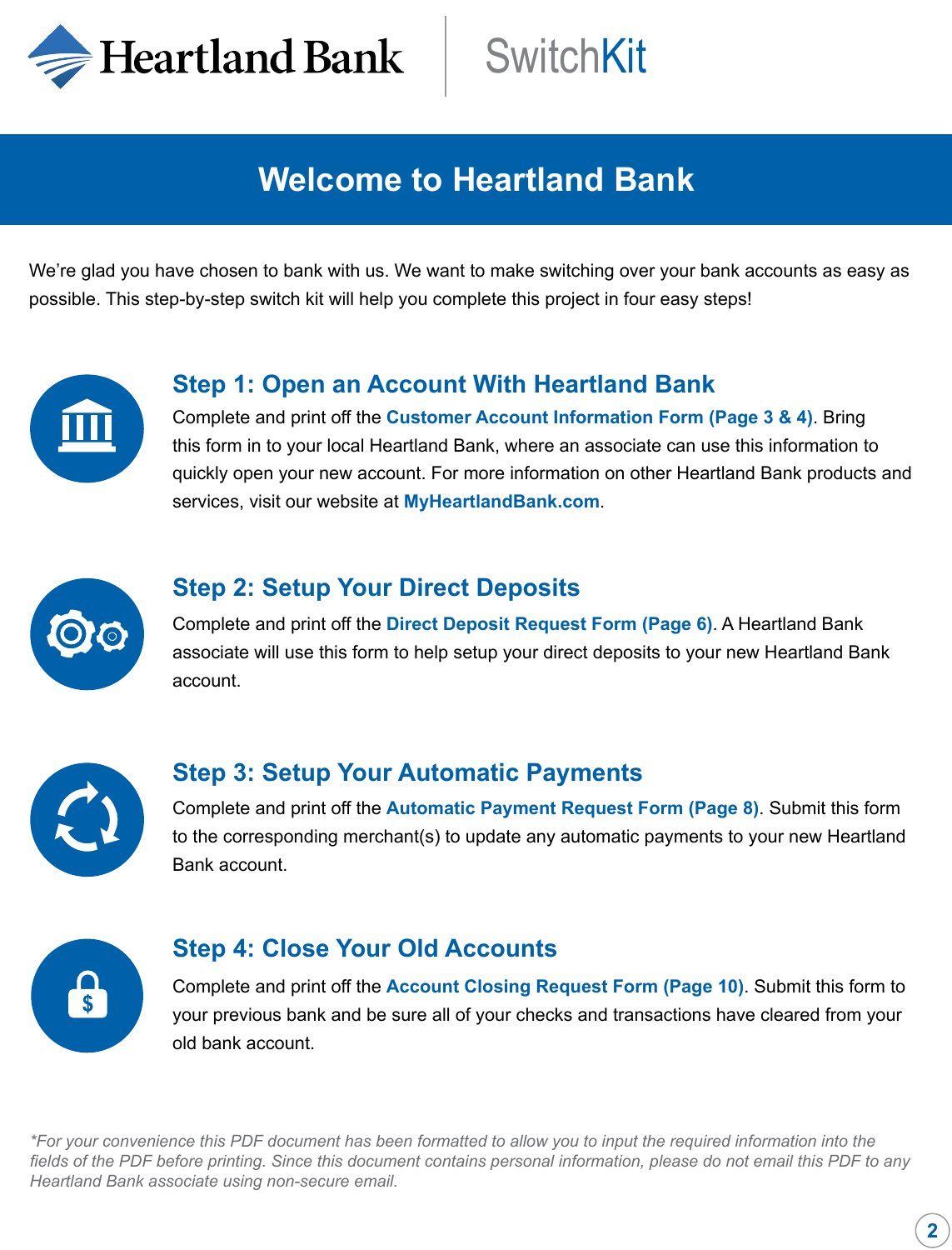Heartland Bank | SwitchKit

# Welcome to Heartland Bank

We're glad you have chosen to bank with us. We want to make switching over your bank accounts as easy as possible. This step-by-step switch kit will help you complete this project in four easy steps!

## Step 1: Open an Account With Heartland Bank

Complete and print off the **Customer Account Information Form (Page 3 & 4)**. Bring this form in to your local Heartland Bank, where an associate can use this information to quickly open your new account. For more information on other Heartland Bank products and services, visit our website at **MyHeartlandBank.com**.

## Step 2: Setup Your Direct Deposits

Complete and print off the **Direct Deposit Request Form (Page 6)**. A Heartland Bank associate will use this form to help setup your direct deposits to your new Heartland Bank account.

## Step 3: Setup Your Automatic Payments

Complete and print off the **Automatic Payment Request Form (Page 8)**. Submit this form to the corresponding merchant(s) to update any automatic payments to your new Heartland Bank account.

## Step 4: Close Your Old Accounts

Complete and print off the **Account Closing Request Form (Page 10)**. Submit this form to your previous bank and be sure all of your checks and transactions have cleared from your old bank account.

*\*For your convenience this PDF document has been formatted to allow you to input the required information into the fields of the PDF before printing. Since this document contains personal information, please do not email this PDF to any Heartland Bank associate using non-secure email.*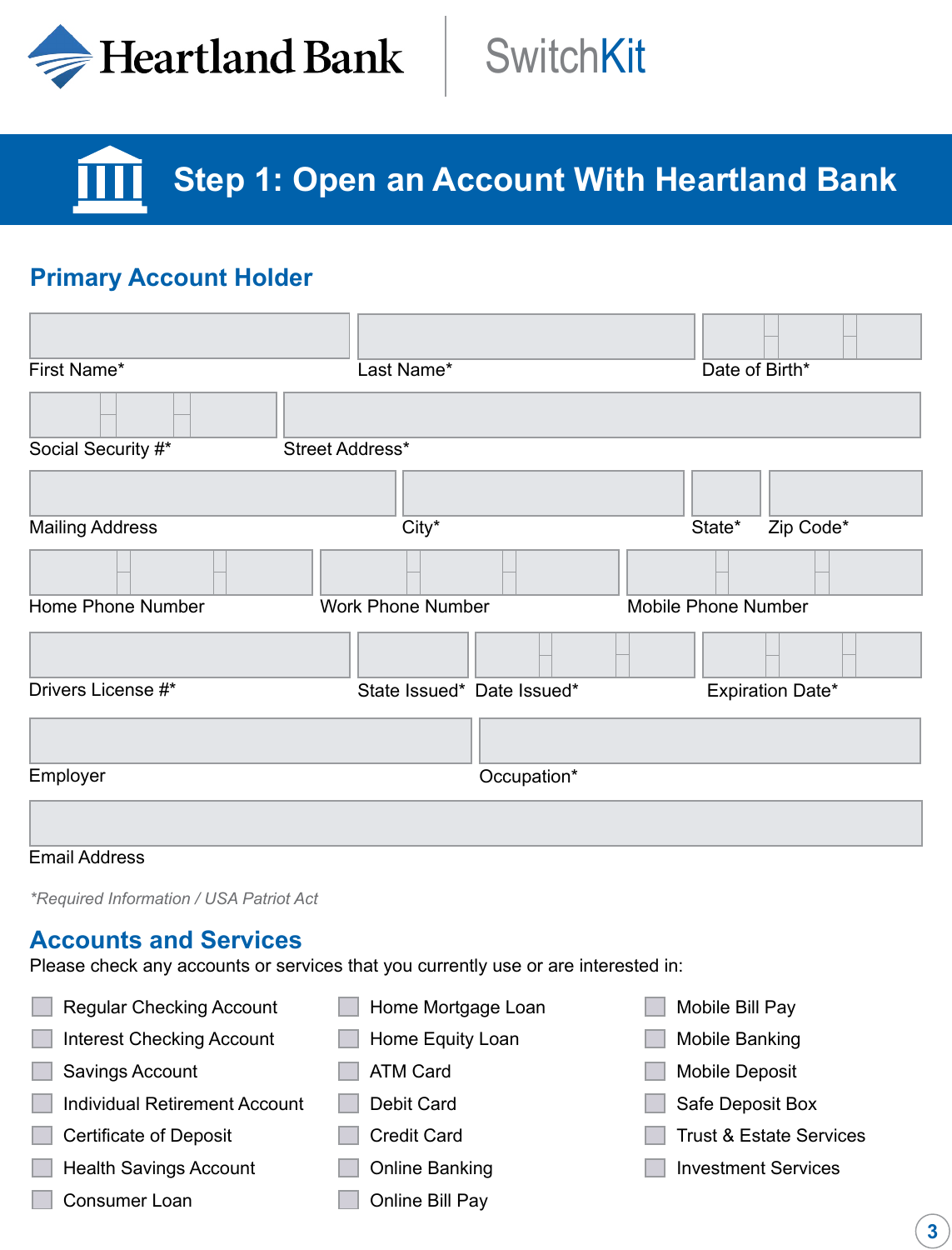Heartland Bank | SwitchKit

# Step 1: Open an Account With Heartland Bank

## Primary Account Holder

First Name*

Last Name*

Date of Birth*

Social Security #*

Street Address*

Mailing Address

City*

State*

Zip Code*

Home Phone Number

Work Phone Number

Mobile Phone Number

Drivers License #*

State Issued*

Date Issued*

Expiration Date*

Employer

Occupation*

Email Address

*\*Required Information / USA Patriot Act*

## Accounts and Services

Please check any accounts or services that you currently use or are interested in:

- ☐ Regular Checking Account
- ☐ Interest Checking Account
- ☐ Savings Account
- ☐ Individual Retirement Account
- ☐ Certificate of Deposit
- ☐ Health Savings Account
- ☐ Consumer Loan
- ☐ Home Mortgage Loan
- ☐ Home Equity Loan
- ☐ ATM Card
- ☐ Debit Card
- ☐ Credit Card
- ☐ Online Banking
- ☐ Online Bill Pay
- ☐ Mobile Bill Pay
- ☐ Mobile Banking
- ☐ Mobile Deposit
- ☐ Safe Deposit Box
- ☐ Trust & Estate Services
- ☐ Investment Services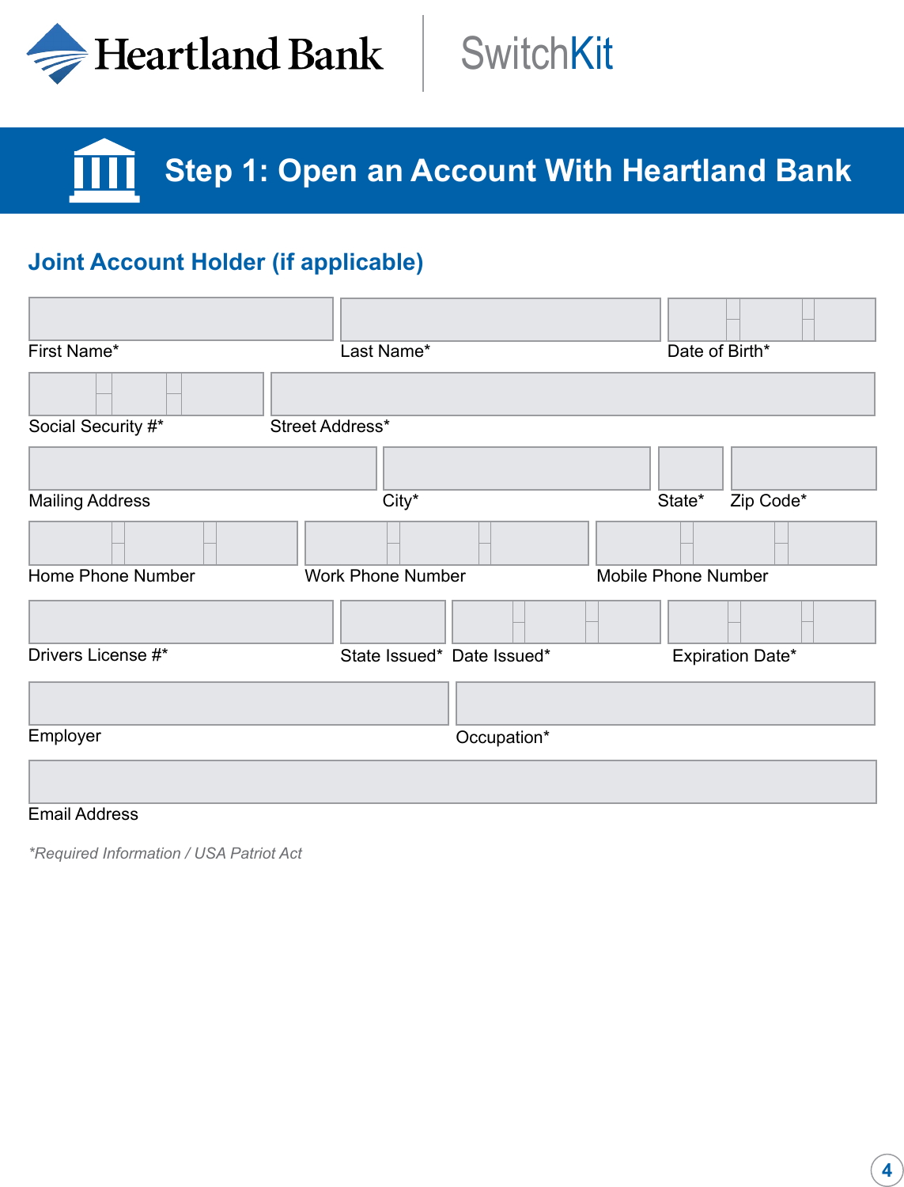Heartland Bank | SwitchKit

# Step 1: Open an Account With Heartland Bank

## Joint Account Holder (if applicable)

First Name* Last Name* Date of Birth*

Social Security #* Street Address*

Mailing Address City* State* Zip Code*

Home Phone Number Work Phone Number Mobile Phone Number

Drivers License #* State Issued* Date Issued* Expiration Date*

Employer Occupation*

Email Address

*\*Required Information / USA Patriot Act*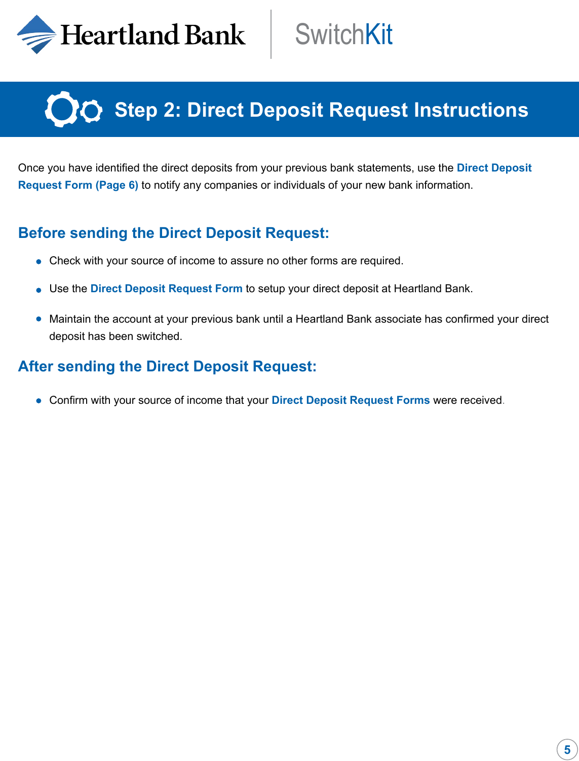# Step 2: Direct Deposit Request Instructions

Once you have identified the direct deposits from your previous bank statements, use the **Direct Deposit Request Form (Page 6)** to notify any companies or individuals of your new bank information.

## Before sending the Direct Deposit Request:

- Check with your source of income to assure no other forms are required.
- Use the **Direct Deposit Request Form** to setup your direct deposit at Heartland Bank.
- Maintain the account at your previous bank until a Heartland Bank associate has confirmed your direct deposit has been switched.

## After sending the Direct Deposit Request:

- Confirm with your source of income that your **Direct Deposit Request Forms** were received.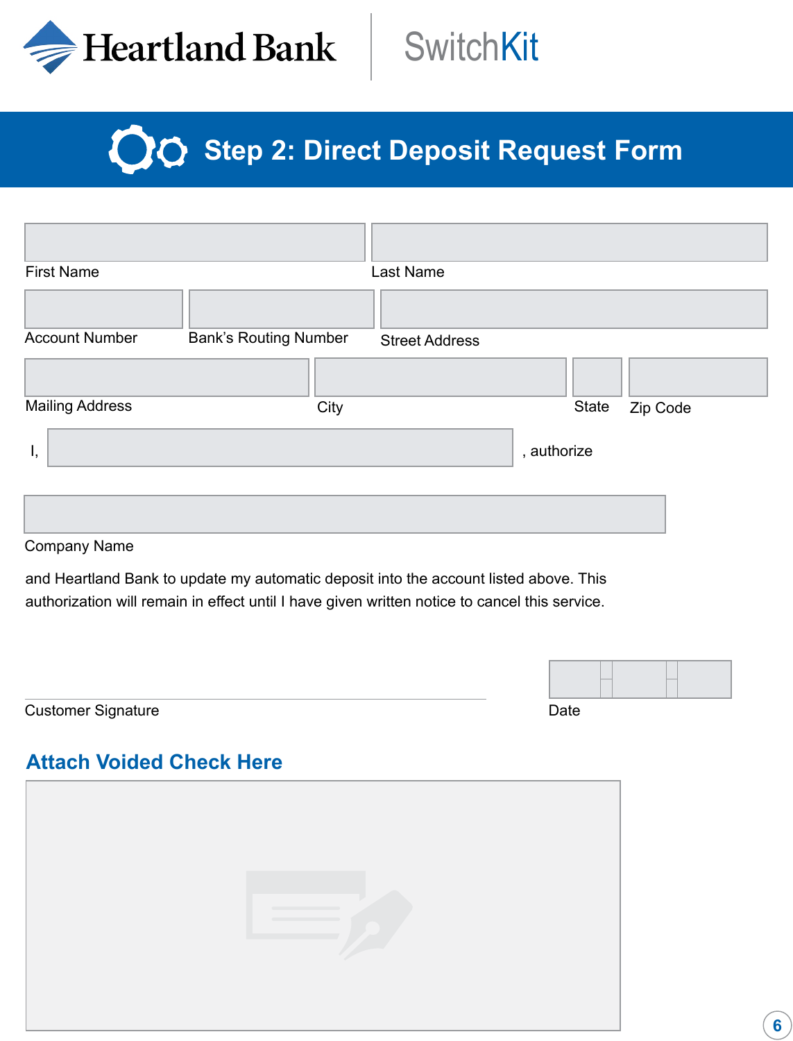Heartland Bank | SwitchKit

# Step 2: Direct Deposit Request Form

First Name

Last Name

Account Number

Bank's Routing Number

Street Address

Mailing Address

City

State

Zip Code

I, ____________________, authorize

Company Name

and Heartland Bank to update my automatic deposit into the account listed above. This authorization will remain in effect until I have given written notice to cancel this service.

Customer Signature

Date

## Attach Voided Check Here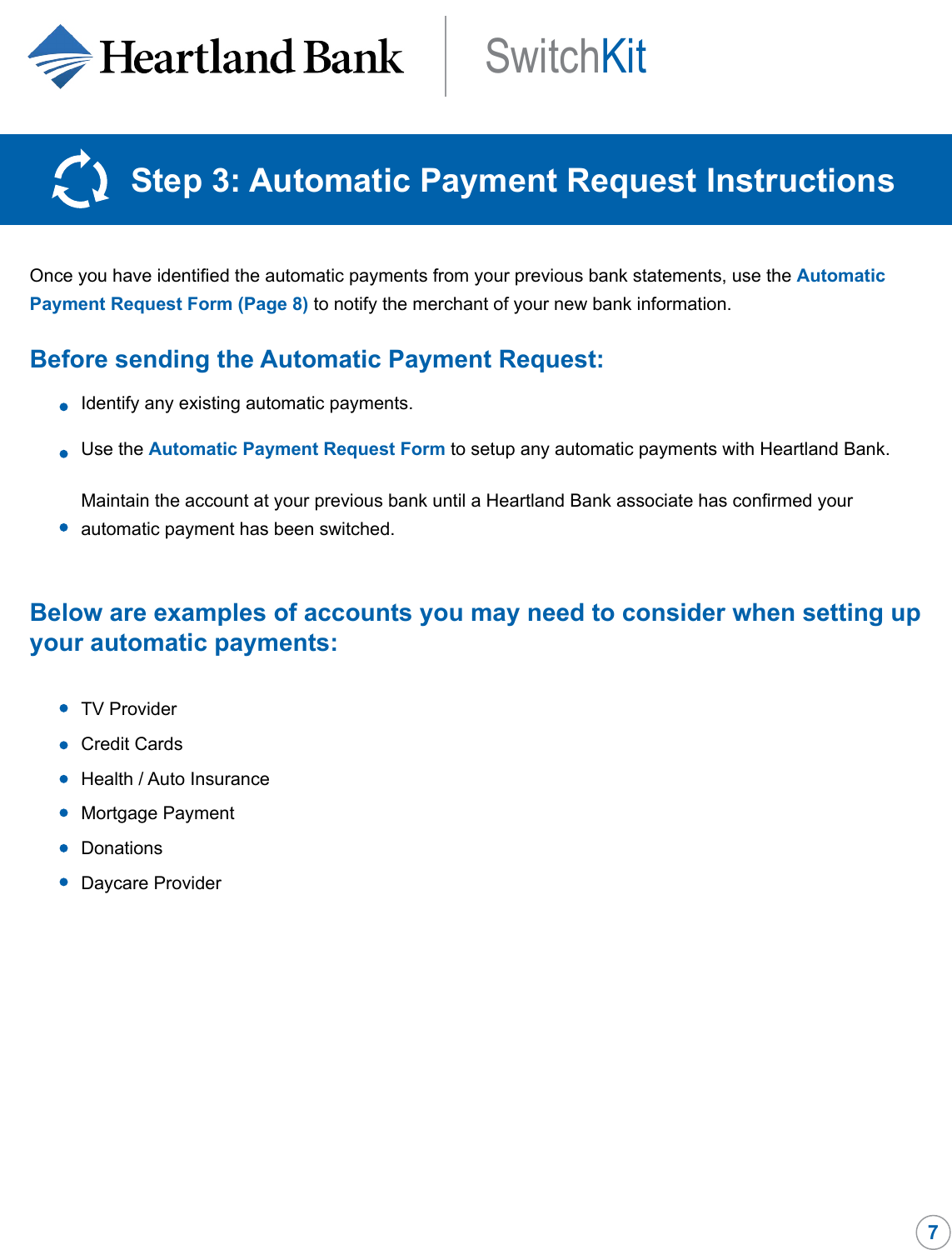# Step 3: Automatic Payment Request Instructions

Once you have identified the automatic payments from your previous bank statements, use the **Automatic Payment Request Form (Page 8)** to notify the merchant of your new bank information.

## Before sending the Automatic Payment Request:

- Identify any existing automatic payments.
- Use the **Automatic Payment Request Form** to setup any automatic payments with Heartland Bank.
- Maintain the account at your previous bank until a Heartland Bank associate has confirmed your automatic payment has been switched.

## Below are examples of accounts you may need to consider when setting up your automatic payments:

- TV Provider
- Credit Cards
- Health / Auto Insurance
- Mortgage Payment
- Donations
- Daycare Provider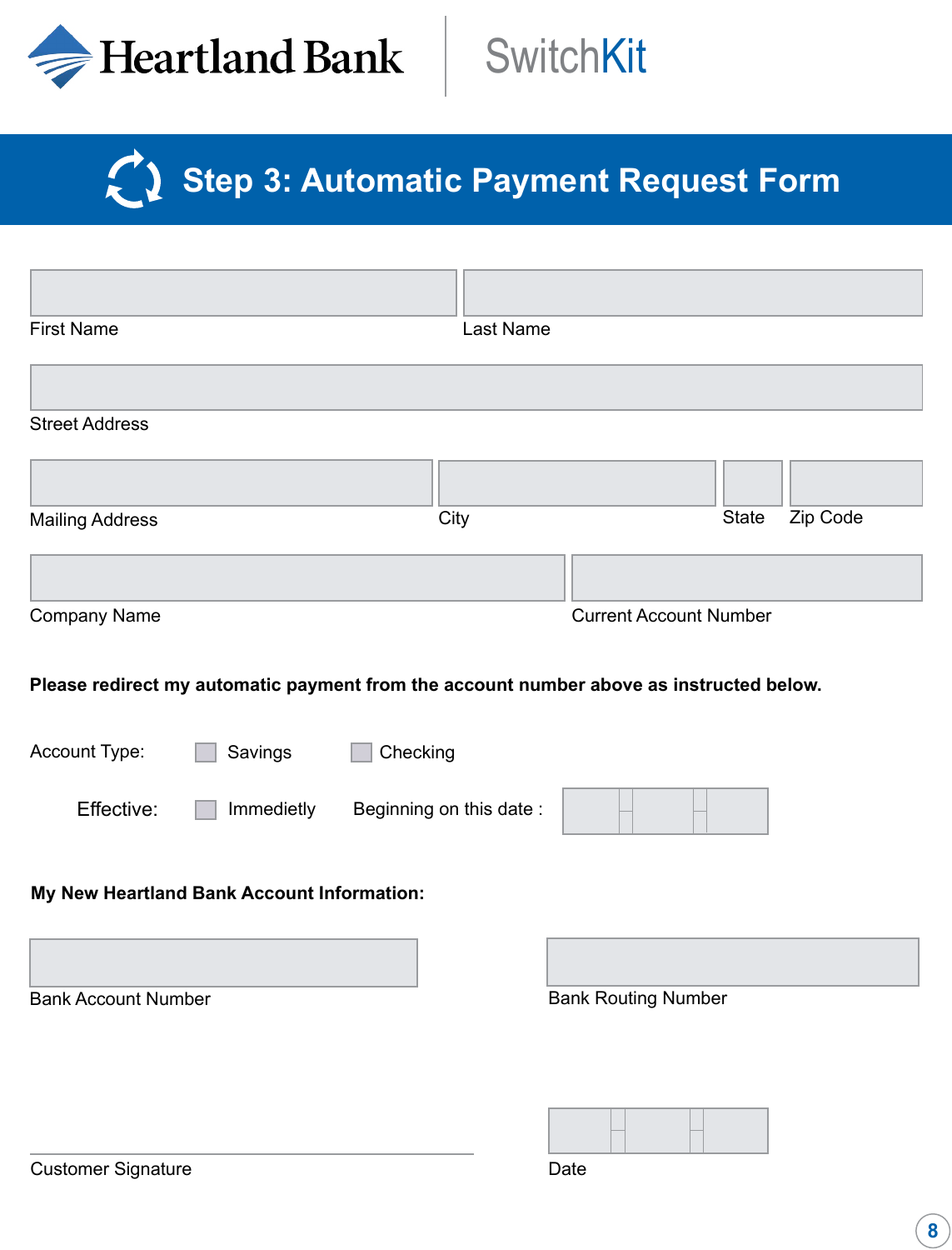Heartland Bank | SwitchKit

# Step 3: Automatic Payment Request Form

First Name

Last Name

Street Address

Mailing Address

City

State

Zip Code

Company Name

Current Account Number

**Please redirect my automatic payment from the account number above as instructed below.**

Account Type: ☐ Savings ☐ Checking

Effective: ☐ Immedietly Beginning on this date :

**My New Heartland Bank Account Information:**

Bank Account Number

Bank Routing Number

Customer Signature

Date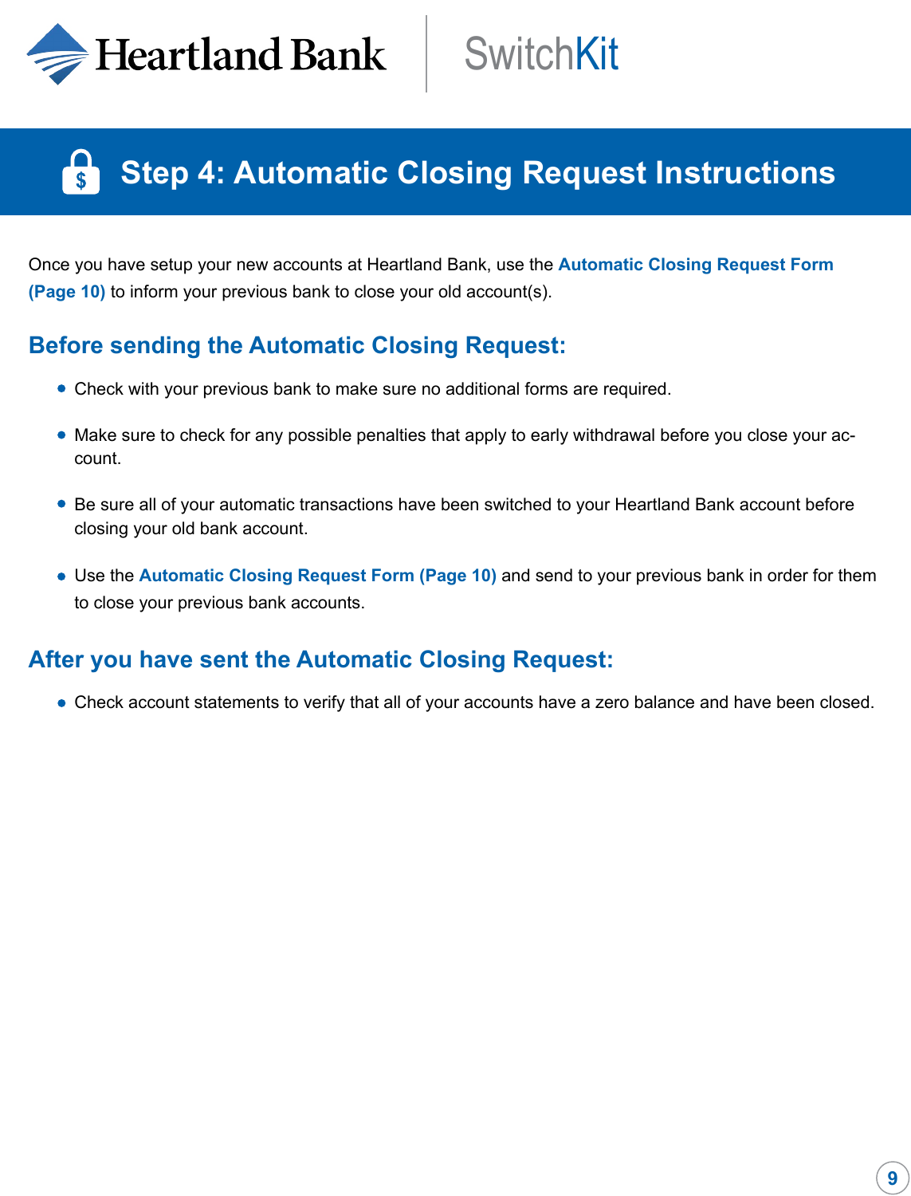Heartland Bank | SwitchKit

# Step 4: Automatic Closing Request Instructions

Once you have setup your new accounts at Heartland Bank, use the **Automatic Closing Request Form (Page 10)** to inform your previous bank to close your old account(s).

## Before sending the Automatic Closing Request:

- Check with your previous bank to make sure no additional forms are required.
- Make sure to check for any possible penalties that apply to early withdrawal before you close your account.
- Be sure all of your automatic transactions have been switched to your Heartland Bank account before closing your old bank account.
- Use the **Automatic Closing Request Form (Page 10)** and send to your previous bank in order for them to close your previous bank accounts.

## After you have sent the Automatic Closing Request:

- Check account statements to verify that all of your accounts have a zero balance and have been closed.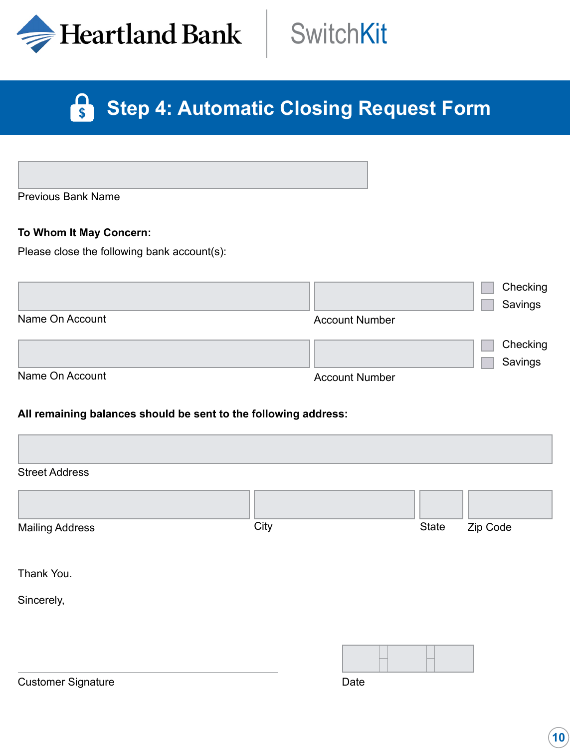Heartland Bank | SwitchKit

# Step 4: Automatic Closing Request Form

Previous Bank Name

**To Whom It May Concern:**

Please close the following bank account(s):

Name On Account | Account Number | ☐ Checking ☐ Savings

Name On Account | Account Number | ☐ Checking ☐ Savings

**All remaining balances should be sent to the following address:**

Street Address

Mailing Address | City | State | Zip Code

Thank You.

Sincerely,

Customer Signature | Date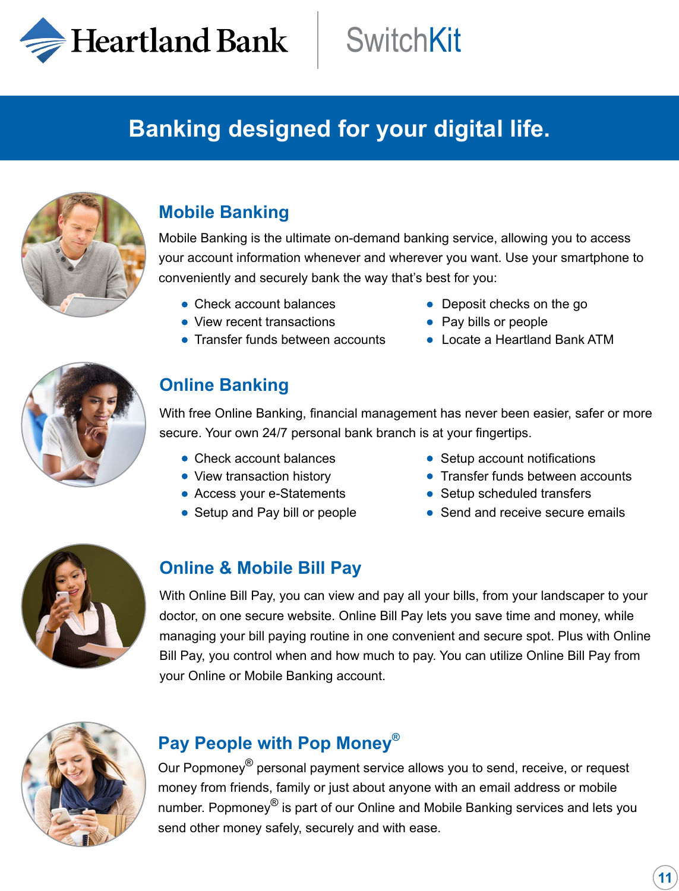Heartland Bank | SwitchKit

# Banking designed for your digital life.

## Mobile Banking

Mobile Banking is the ultimate on-demand banking service, allowing you to access your account information whenever and wherever you want. Use your smartphone to conveniently and securely bank the way that's best for you:

- Check account balances
- View recent transactions
- Transfer funds between accounts
- Deposit checks on the go
- Pay bills or people
- Locate a Heartland Bank ATM

## Online Banking

With free Online Banking, financial management has never been easier, safer or more secure. Your own 24/7 personal bank branch is at your fingertips.

- Check account balances
- View transaction history
- Access your e-Statements
- Setup and Pay bill or people
- Setup account notifications
- Transfer funds between accounts
- Setup scheduled transfers
- Send and receive secure emails

## Online & Mobile Bill Pay

With Online Bill Pay, you can view and pay all your bills, from your landscaper to your doctor, on one secure website. Online Bill Pay lets you save time and money, while managing your bill paying routine in one convenient and secure spot. Plus with Online Bill Pay, you control when and how much to pay. You can utilize Online Bill Pay from your Online or Mobile Banking account.

## Pay People with Pop Money®

Our Popmoney® personal payment service allows you to send, receive, or request money from friends, family or just about anyone with an email address or mobile number. Popmoney® is part of our Online and Mobile Banking services and lets you send other money safely, securely and with ease.